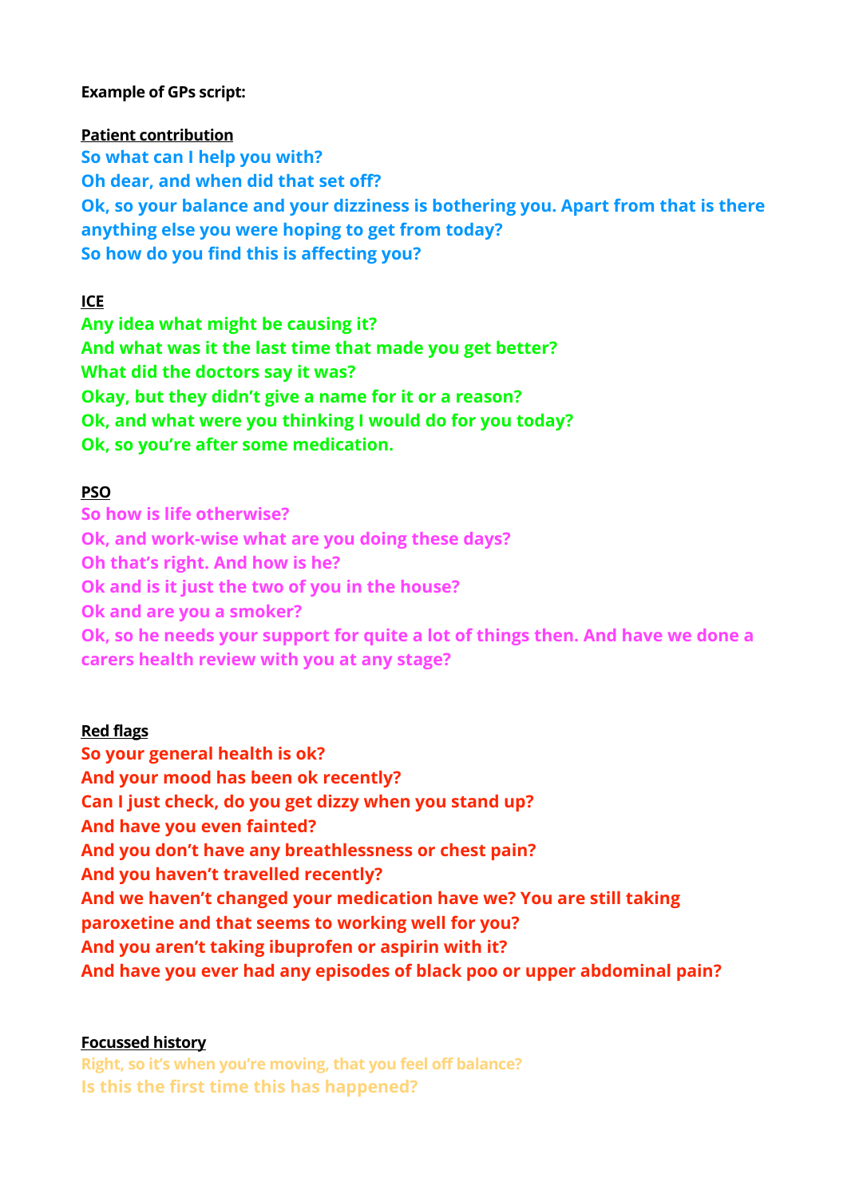**Example of GPs script:**

**Patient contribution**

So what can I help you with?
Oh dear, and when did that set off?
Ok, so your balance and your dizziness is bothering you. Apart from that is there anything else you were hoping to get from today?
So how do you find this is affecting you?

**ICE**

Any idea what might be causing it?
And what was it the last time that made you get better?
What did the doctors say it was?
Okay, but they didn't give a name for it or a reason?
Ok, and what were you thinking I would do for you today?
Ok, so you're after some medication.

**PSO**

So how is life otherwise?
Ok, and work-wise what are you doing these days?
Oh that's right. And how is he?
Ok and is it just the two of you in the house?
Ok and are you a smoker?
Ok, so he needs your support for quite a lot of things then. And have we done a carers health review with you at any stage?

**Red flags**

So your general health is ok?
And your mood has been ok recently?
Can I just check, do you get dizzy when you stand up?
And have you even fainted?
And you don't have any breathlessness or chest pain?
And you haven't travelled recently?
And we haven't changed your medication have we? You are still taking paroxetine and that seems to working well for you?
And you aren't taking ibuprofen or aspirin with it?
And have you ever had any episodes of black poo or upper abdominal pain?

**Focussed history**

Right, so it's when you're moving, that you feel off balance?
Is this the first time this has happened?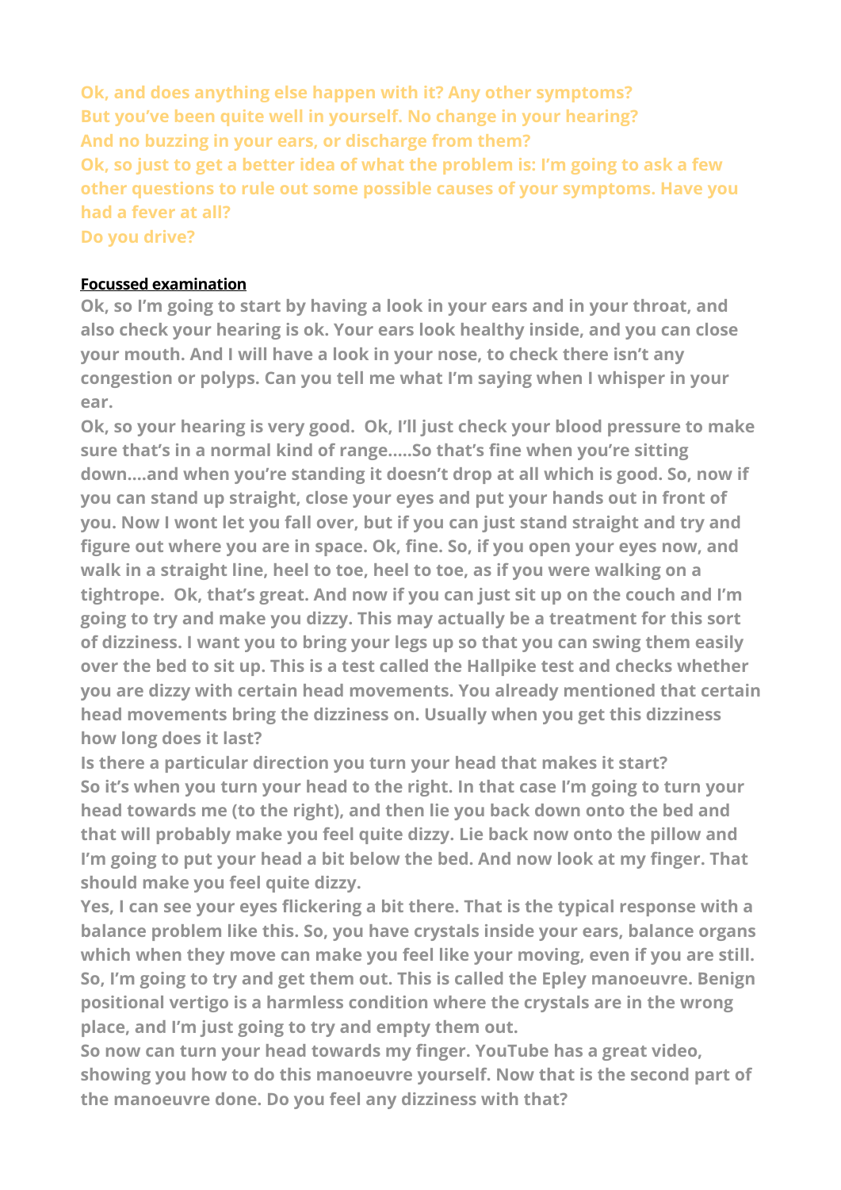**Ok, and does anything else happen with it? Any other symptoms?**
**But you've been quite well in yourself. No change in your hearing?**
**And no buzzing in your ears, or discharge from them?**
**Ok, so just to get a better idea of what the problem is: I'm going to ask a few other questions to rule out some possible causes of your symptoms. Have you had a fever at all?**
**Do you drive?**

**Focussed examination**

**Ok, so I'm going to start by having a look in your ears and in your throat, and also check your hearing is ok. Your ears look healthy inside, and you can close your mouth. And I will have a look in your nose, to check there isn't any congestion or polyps. Can you tell me what I'm saying when I whisper in your ear.**
**Ok, so your hearing is very good. Ok, I'll just check your blood pressure to make sure that's in a normal kind of range.....So that's fine when you're sitting down....and when you're standing it doesn't drop at all which is good. So, now if you can stand up straight, close your eyes and put your hands out in front of you. Now I wont let you fall over, but if you can just stand straight and try and figure out where you are in space. Ok, fine. So, if you open your eyes now, and walk in a straight line, heel to toe, heel to toe, as if you were walking on a tightrope. Ok, that's great. And now if you can just sit up on the couch and I'm going to try and make you dizzy. This may actually be a treatment for this sort of dizziness. I want you to bring your legs up so that you can swing them easily over the bed to sit up. This is a test called the Hallpike test and checks whether you are dizzy with certain head movements. You already mentioned that certain head movements bring the dizziness on. Usually when you get this dizziness how long does it last?**
**Is there a particular direction you turn your head that makes it start?**
**So it's when you turn your head to the right. In that case I'm going to turn your head towards me (to the right), and then lie you back down onto the bed and that will probably make you feel quite dizzy. Lie back now onto the pillow and I'm going to put your head a bit below the bed. And now look at my finger. That should make you feel quite dizzy.**
**Yes, I can see your eyes flickering a bit there. That is the typical response with a balance problem like this. So, you have crystals inside your ears, balance organs which when they move can make you feel like your moving, even if you are still. So, I'm going to try and get them out. This is called the Epley manoeuvre. Benign positional vertigo is a harmless condition where the crystals are in the wrong place, and I'm just going to try and empty them out.**
**So now can turn your head towards my finger. YouTube has a great video, showing you how to do this manoeuvre yourself. Now that is the second part of the manoeuvre done. Do you feel any dizziness with that?**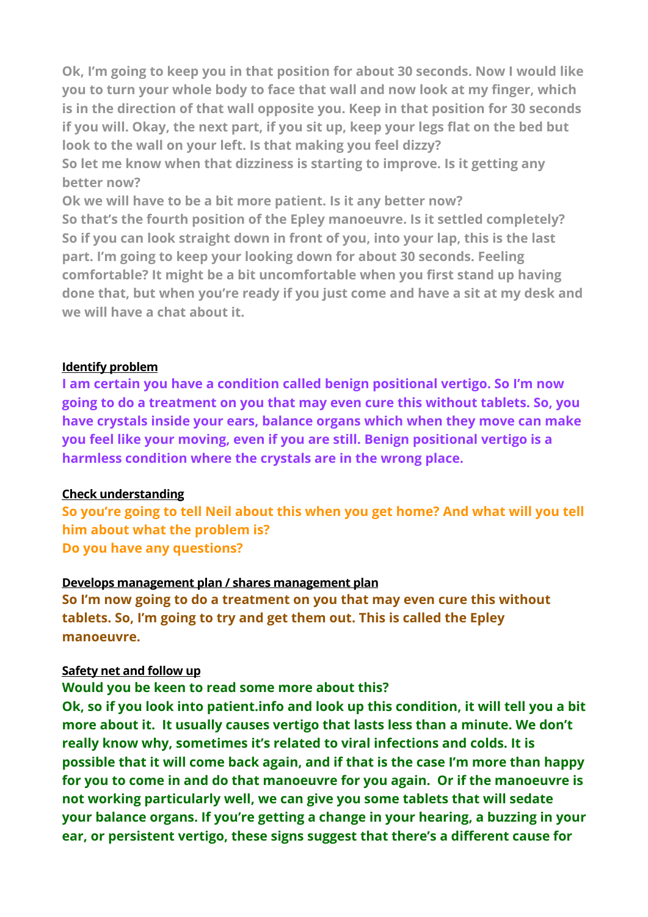**Ok, I'm going to keep you in that position for about 30 seconds. Now I would like you to turn your whole body to face that wall and now look at my finger, which is in the direction of that wall opposite you. Keep in that position for 30 seconds if you will. Okay, the next part, if you sit up, keep your legs flat on the bed but look to the wall on your left. Is that making you feel dizzy?**
**So let me know when that dizziness is starting to improve. Is it getting any better now?**
**Ok we will have to be a bit more patient. Is it any better now?**
**So that's the fourth position of the Epley manoeuvre. Is it settled completely?**
**So if you can look straight down in front of you, into your lap, this is the last part. I'm going to keep your looking down for about 30 seconds. Feeling comfortable? It might be a bit uncomfortable when you first stand up having done that, but when you're ready if you just come and have a sit at my desk and we will have a chat about it.**

<u>**Identify problem**</u>

**I am certain you have a condition called benign positional vertigo. So I'm now going to do a treatment on you that may even cure this without tablets. So, you have crystals inside your ears, balance organs which when they move can make you feel like your moving, even if you are still. Benign positional vertigo is a harmless condition where the crystals are in the wrong place.**

<u>**Check understanding**</u>

**So you're going to tell Neil about this when you get home? And what will you tell him about what the problem is?**
**Do you have any questions?**

<u>**Develops management plan / shares management plan**</u>

**So I'm now going to do a treatment on you that may even cure this without tablets. So, I'm going to try and get them out. This is called the Epley manoeuvre.**

<u>**Safety net and follow up**</u>

**Would you be keen to read some more about this?**
**Ok, so if you look into patient.info and look up this condition, it will tell you a bit more about it. It usually causes vertigo that lasts less than a minute. We don't really know why, sometimes it's related to viral infections and colds. It is possible that it will come back again, and if that is the case I'm more than happy for you to come in and do that manoeuvre for you again. Or if the manoeuvre is not working particularly well, we can give you some tablets that will sedate your balance organs. If you're getting a change in your hearing, a buzzing in your ear, or persistent vertigo, these signs suggest that there's a different cause for**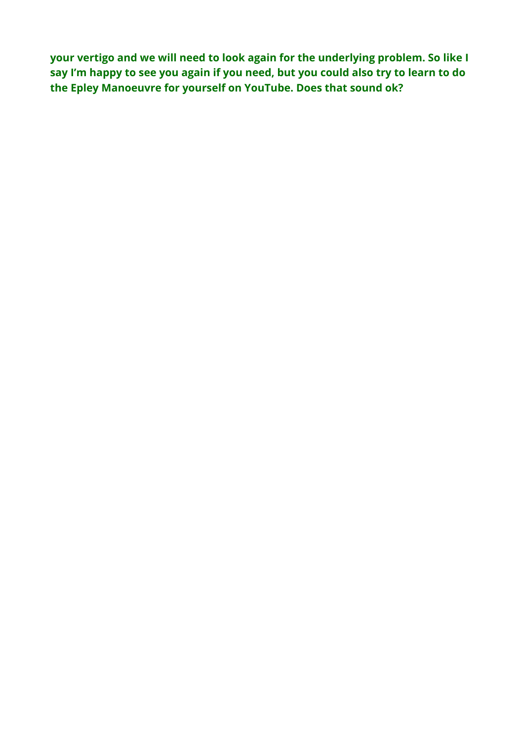**your vertigo and we will need to look again for the underlying problem. So like I say I'm happy to see you again if you need, but you could also try to learn to do the Epley Manoeuvre for yourself on YouTube. Does that sound ok?**